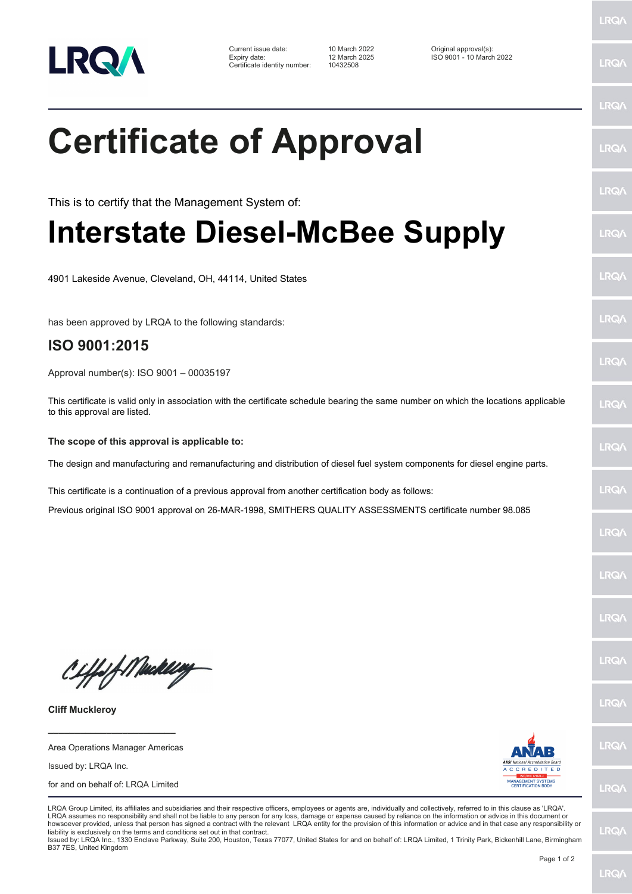| | | |
|---|---|---|
| Current issue date: | 10 March 2022 | Original approval(s): |
| Expiry date: | 12 March 2025 | ISO 9001 - 10 March 2022 |
| Certificate identity number: | 10432508 | |

# Certificate of Approval

This is to certify that the Management System of:

# Interstate Diesel-McBee Supply

4901 Lakeside Avenue, Cleveland, OH, 44114, United States

has been approved by LRQA to the following standards:

## ISO 9001:2015

Approval number(s): ISO 9001 – 00035197

This certificate is valid only in association with the certificate schedule bearing the same number on which the locations applicable to this approval are listed.

**The scope of this approval is applicable to:**

The design and manufacturing and remanufacturing and distribution of diesel fuel system components for diesel engine parts.

This certificate is a continuation of a previous approval from another certification body as follows:

Previous original ISO 9001 approval on 26-MAR-1998, SMITHERS QUALITY ASSESSMENTS certificate number 98.085

**Cliff Muckleroy**

Area Operations Manager Americas

Issued by: LRQA Inc.

for and on behalf of: LRQA Limited

LRQA Group Limited, its affiliates and subsidiaries and their respective officers, employees or agents are, individually and collectively, referred to in this clause as 'LRQA'. LRQA assumes no responsibility and shall not be liable to any person for any loss, damage or expense caused by reliance on the information or advice in this document or howsoever provided, unless that person has signed a contract with the relevant LRQA entity for the provision of this information or advice and in that case any responsibility or liability is exclusively on the terms and conditions set out in that contract.
Issued by: LRQA Inc., 1330 Enclave Parkway, Suite 200, Houston, Texas 77077, United States for and on behalf of: LRQA Limited, 1 Trinity Park, Bickenhill Lane, Birmingham B37 7ES, United Kingdom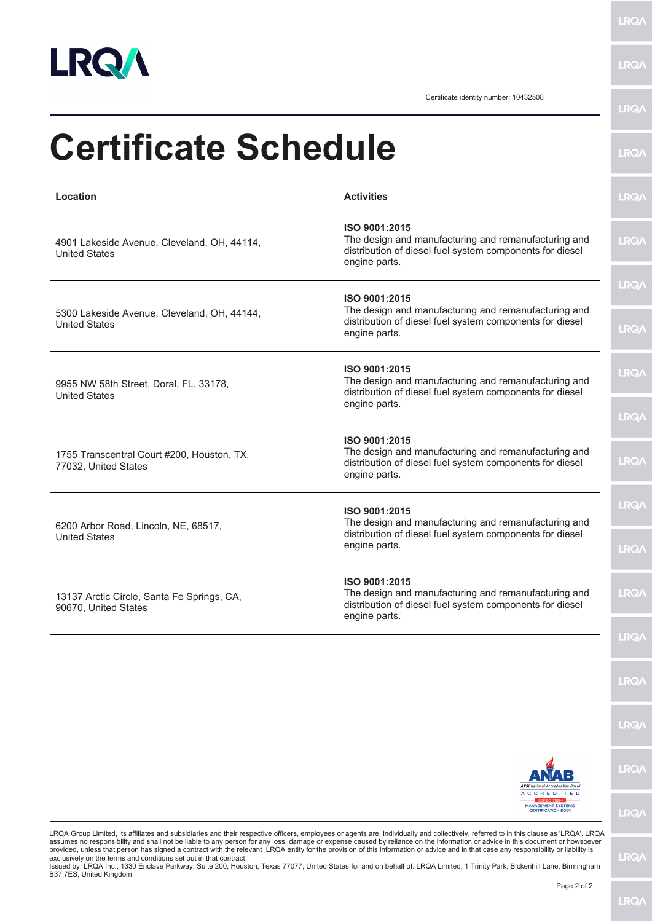Certificate identity number: 10432508

# Certificate Schedule

| Location | Activities |
|---|---|
| 4901 Lakeside Avenue, Cleveland, OH, 44114, United States | **ISO 9001:2015** The design and manufacturing and remanufacturing and distribution of diesel fuel system components for diesel engine parts. |
| 5300 Lakeside Avenue, Cleveland, OH, 44144, United States | **ISO 9001:2015** The design and manufacturing and remanufacturing and distribution of diesel fuel system components for diesel engine parts. |
| 9955 NW 58th Street, Doral, FL, 33178, United States | **ISO 9001:2015** The design and manufacturing and remanufacturing and distribution of diesel fuel system components for diesel engine parts. |
| 1755 Transcentral Court #200, Houston, TX, 77032, United States | **ISO 9001:2015** The design and manufacturing and remanufacturing and distribution of diesel fuel system components for diesel engine parts. |
| 6200 Arbor Road, Lincoln, NE, 68517, United States | **ISO 9001:2015** The design and manufacturing and remanufacturing and distribution of diesel fuel system components for diesel engine parts. |
| 13137 Arctic Circle, Santa Fe Springs, CA, 90670, United States | **ISO 9001:2015** The design and manufacturing and remanufacturing and distribution of diesel fuel system components for diesel engine parts. |

ANAB ANSI National Accreditation Board ACCREDITED ISO/IEC 17021-1 MANAGEMENT SYSTEMS CERTIFICATION BODY

LRQA Group Limited, its affiliates and subsidiaries and their respective officers, employees or agents are, individually and collectively, referred to in this clause as 'LRQA'. LRQA assumes no responsibility and shall not be liable to any person for any loss, damage or expense caused by reliance on the information or advice in this document or howsoever provided, unless that person has signed a contract with the relevant LRQA entity for the provision of this information or advice and in that case any responsibility or liability is exclusively on the terms and conditions set out in that contract.
Issued by: LRQA Inc., 1330 Enclave Parkway, Suite 200, Houston, Texas 77077, United States for and on behalf of: LRQA Limited, 1 Trinity Park, Bickenhill Lane, Birmingham B37 7ES, United Kingdom